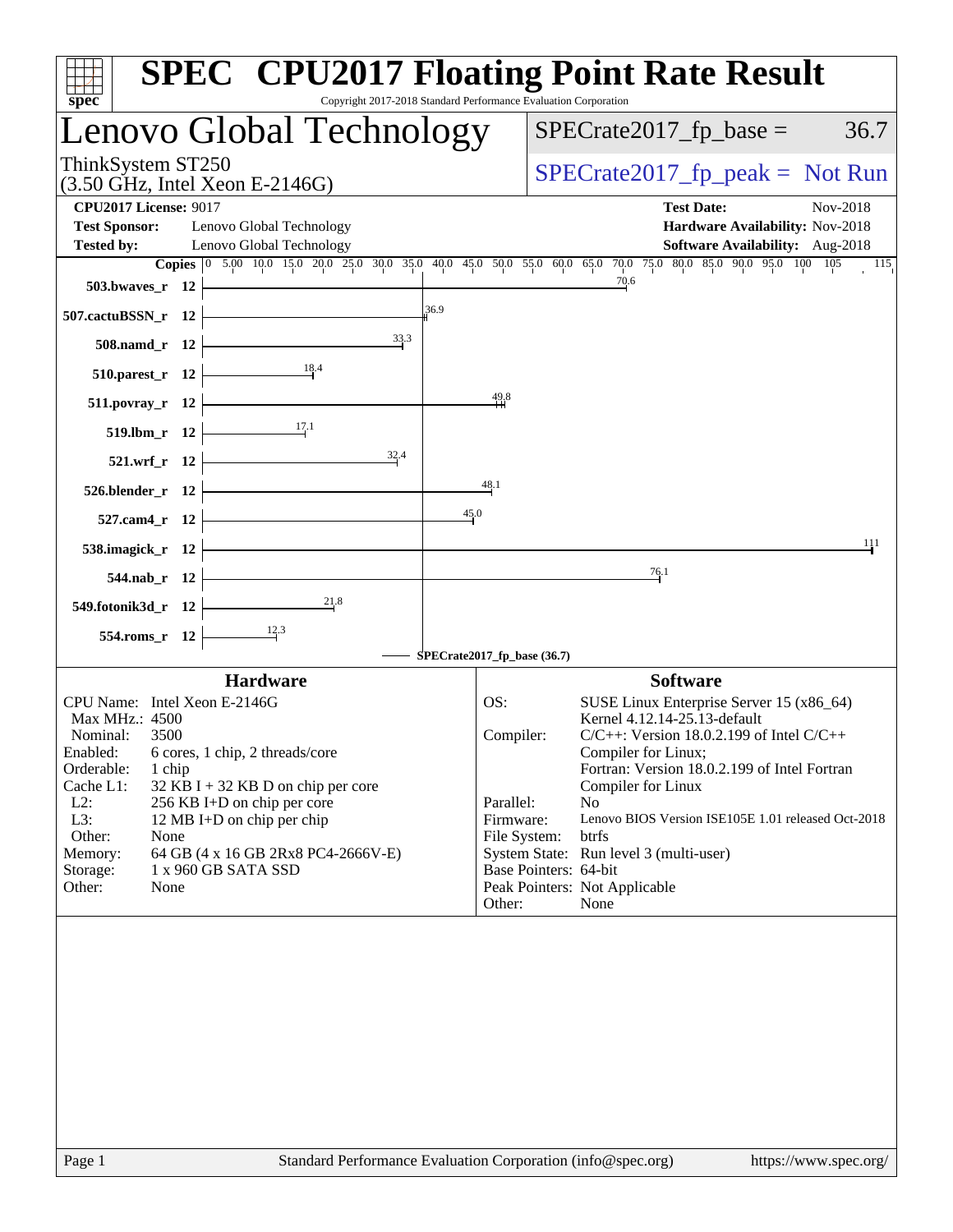# SPEC CPU2017 Floating Point Rate Result

Copyright 2017-2018 Standard Performance Evaluation Corporation

## Lenovo Global Technology

ThinkSystem ST250
(3.50 GHz, Intel Xeon E-2146G)

SPECrate2017_fp_base = 36.7

SPECrate2017_fp_peak = Not Run

**CPU2017 License:** 9017
**Test Sponsor:** Lenovo Global Technology
**Tested by:** Lenovo Global Technology

**Test Date:** Nov-2018
**Hardware Availability:** Nov-2018
**Software Availability:** Aug-2018

| Benchmark | Copies | Base Ratio |
|---|---|---|
| 503.bwaves_r | 12 | 70.6 |
| 507.cactuBSSN_r | 12 | 36.9 |
| 508.namd_r | 12 | 33.3 |
| 510.parest_r | 12 | 18.4 |
| 511.povray_r | 12 | 49.8 |
| 519.lbm_r | 12 | 17.1 |
| 521.wrf_r | 12 | 32.4 |
| 526.blender_r | 12 | 48.1 |
| 527.cam4_r | 12 | 45.0 |
| 538.imagick_r | 12 | 111 |
| 544.nab_r | 12 | 76.1 |
| 549.fotonik3d_r | 12 | 21.8 |
| 554.roms_r | 12 | 12.3 |

SPECrate2017_fp_base (36.7)

### Hardware

| | |
|---|---|
| CPU Name: | Intel Xeon E-2146G |
| Max MHz.: | 4500 |
| Nominal: | 3500 |
| Enabled: | 6 cores, 1 chip, 2 threads/core |
| Orderable: | 1 chip |
| Cache L1: | 32 KB I + 32 KB D on chip per core |
| L2: | 256 KB I+D on chip per core |
| L3: | 12 MB I+D on chip per chip |
| Other: | None |
| Memory: | 64 GB (4 x 16 GB 2Rx8 PC4-2666V-E) |
| Storage: | 1 x 960 GB SATA SSD |
| Other: | None |

### Software

| | |
|---|---|
| OS: | SUSE Linux Enterprise Server 15 (x86_64) Kernel 4.12.14-25.13-default |
| Compiler: | C/C++: Version 18.0.2.199 of Intel C/C++ Compiler for Linux; Fortran: Version 18.0.2.199 of Intel Fortran Compiler for Linux |
| Parallel: | No |
| Firmware: | Lenovo BIOS Version ISE105E 1.01 released Oct-2018 |
| File System: | btrfs |
| System State: | Run level 3 (multi-user) |
| Base Pointers: | 64-bit |
| Peak Pointers: | Not Applicable |
| Other: | None |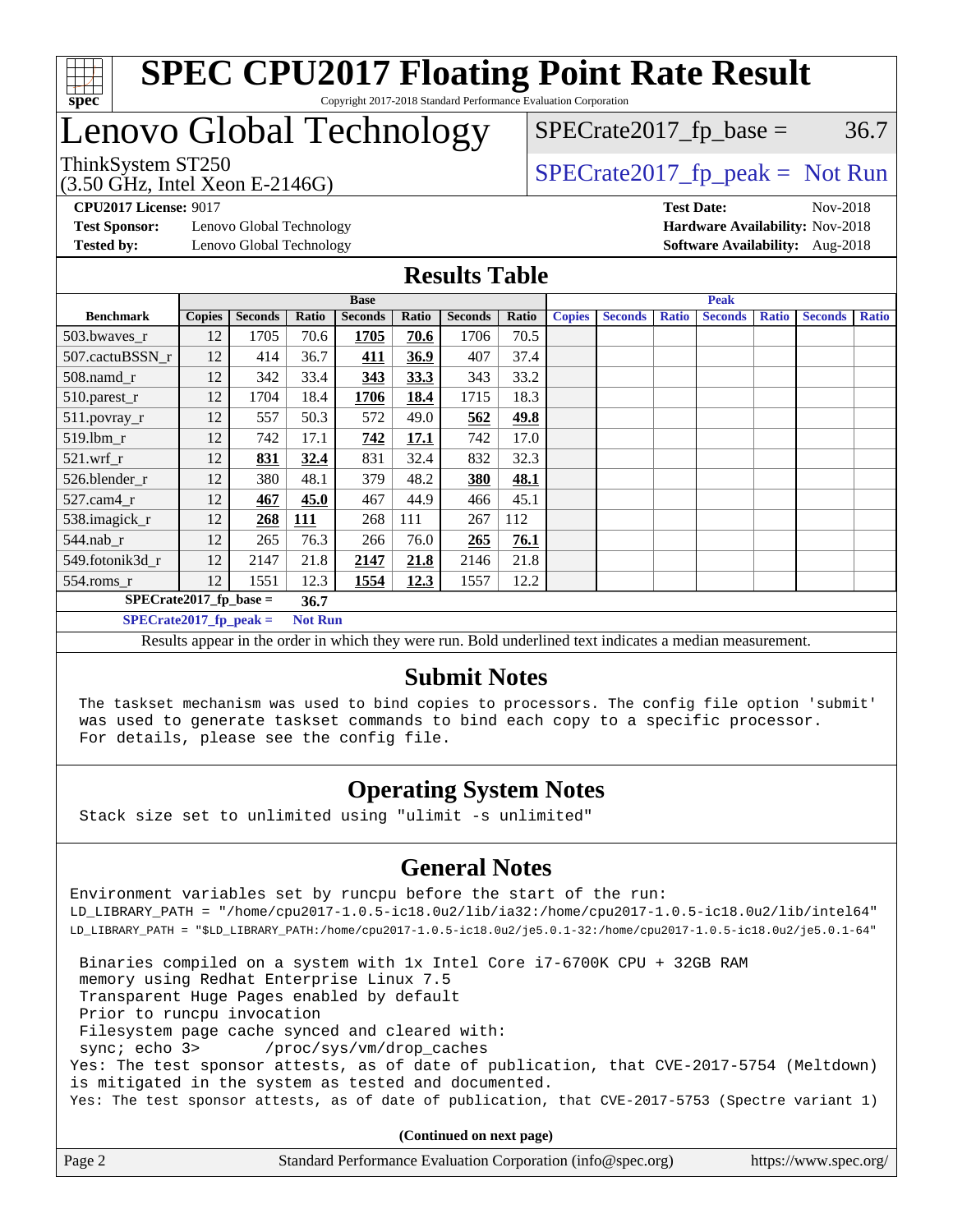# SPEC CPU2017 Floating Point Rate Result

Copyright 2017-2018 Standard Performance Evaluation Corporation

## Lenovo Global Technology

ThinkSystem ST250
(3.50 GHz, Intel Xeon E-2146G)

SPECrate2017_fp_base = 36.7

SPECrate2017_fp_peak = Not Run

**CPU2017 License:** 9017
**Test Sponsor:** Lenovo Global Technology
**Tested by:** Lenovo Global Technology

**Test Date:** Nov-2018
**Hardware Availability:** Nov-2018
**Software Availability:** Aug-2018

## Results Table

| Benchmark | Base | | | | | | | Peak | | | | | | |
|---|---|---|---|---|---|---|---|---|---|---|---|---|---|---|
| | Copies | Seconds | Ratio | Seconds | Ratio | Seconds | Ratio | Copies | Seconds | Ratio | Seconds | Ratio | Seconds | Ratio |
| 503.bwaves_r | 12 | 1705 | 70.6 | **1705** | **70.6** | 1706 | 70.5 | | | | | | | |
| 507.cactuBSSN_r | 12 | 414 | 36.7 | **411** | **36.9** | 407 | 37.4 | | | | | | | |
| 508.namd_r | 12 | 342 | 33.4 | **343** | **33.3** | 343 | 33.2 | | | | | | | |
| 510.parest_r | 12 | 1704 | 18.4 | **1706** | **18.4** | 1715 | 18.3 | | | | | | | |
| 511.povray_r | 12 | 557 | 50.3 | 572 | 49.0 | **562** | **49.8** | | | | | | | |
| 519.lbm_r | 12 | 742 | 17.1 | **742** | **17.1** | 742 | 17.0 | | | | | | | |
| 521.wrf_r | 12 | **831** | **32.4** | 831 | 32.4 | 832 | 32.3 | | | | | | | |
| 526.blender_r | 12 | 380 | 48.1 | 379 | 48.2 | **380** | **48.1** | | | | | | | |
| 527.cam4_r | 12 | **467** | **45.0** | 467 | 44.9 | 466 | 45.1 | | | | | | | |
| 538.imagick_r | 12 | **268** | **111** | 268 | 111 | 267 | 112 | | | | | | | |
| 544.nab_r | 12 | 265 | 76.3 | 266 | 76.0 | **265** | **76.1** | | | | | | | |
| 549.fotonik3d_r | 12 | 2147 | 21.8 | **2147** | **21.8** | 2146 | 21.8 | | | | | | | |
| 554.roms_r | 12 | 1551 | 12.3 | **1554** | **12.3** | 1557 | 12.2 | | | | | | | |

**SPECrate2017_fp_base = 36.7**

**SPECrate2017_fp_peak = Not Run**

Results appear in the order in which they were run. Bold underlined text indicates a median measurement.

## Submit Notes

```
The taskset mechanism was used to bind copies to processors. The config file option 'submit'
was used to generate taskset commands to bind each copy to a specific processor.
For details, please see the config file.
```

## Operating System Notes

```
Stack size set to unlimited using "ulimit -s unlimited"
```

## General Notes

```
Environment variables set by runcpu before the start of the run:
LD_LIBRARY_PATH = "/home/cpu2017-1.0.5-ic18.0u2/lib/ia32:/home/cpu2017-1.0.5-ic18.0u2/lib/intel64"
LD_LIBRARY_PATH = "$LD_LIBRARY_PATH:/home/cpu2017-1.0.5-ic18.0u2/je5.0.1-32:/home/cpu2017-1.0.5-ic18.0u2/je5.0.1-64"

 Binaries compiled on a system with 1x Intel Core i7-6700K CPU + 32GB RAM
 memory using Redhat Enterprise Linux 7.5
 Transparent Huge Pages enabled by default
 Prior to runcpu invocation
 Filesystem page cache synced and cleared with:
 sync; echo 3>       /proc/sys/vm/drop_caches
Yes: The test sponsor attests, as of date of publication, that CVE-2017-5754 (Meltdown)
is mitigated in the system as tested and documented.
Yes: The test sponsor attests, as of date of publication, that CVE-2017-5753 (Spectre variant 1)
```

**(Continued on next page)**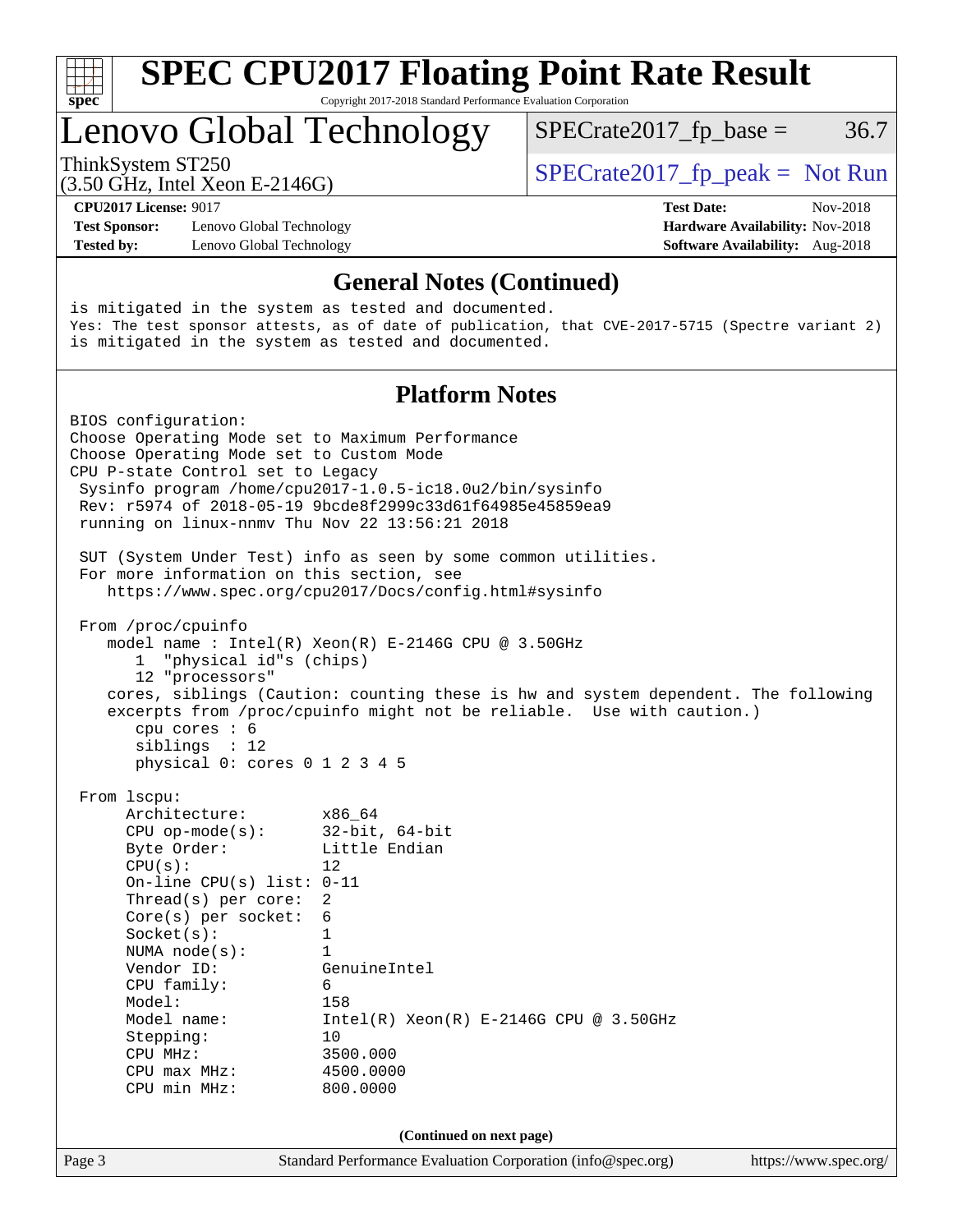# SPEC CPU2017 Floating Point Rate Result

Copyright 2017-2018 Standard Performance Evaluation Corporation

## Lenovo Global Technology

ThinkSystem ST250
(3.50 GHz, Intel Xeon E-2146G)

SPECrate2017_fp_base = 36.7

SPECrate2017_fp_peak = Not Run

**CPU2017 License:** 9017
**Test Sponsor:** Lenovo Global Technology
**Tested by:** Lenovo Global Technology

**Test Date:** Nov-2018
**Hardware Availability:** Nov-2018
**Software Availability:** Aug-2018

### General Notes (Continued)

```
is mitigated in the system as tested and documented.
Yes: The test sponsor attests, as of date of publication, that CVE-2017-5715 (Spectre variant 2)
is mitigated in the system as tested and documented.
```

### Platform Notes

```
BIOS configuration:
Choose Operating Mode set to Maximum Performance
Choose Operating Mode set to Custom Mode
CPU P-state Control set to Legacy
 Sysinfo program /home/cpu2017-1.0.5-ic18.0u2/bin/sysinfo
 Rev: r5974 of 2018-05-19 9bcde8f2999c33d61f64985e45859ea9
 running on linux-nnmv Thu Nov 22 13:56:21 2018

 SUT (System Under Test) info as seen by some common utilities.
 For more information on this section, see
    https://www.spec.org/cpu2017/Docs/config.html#sysinfo

 From /proc/cpuinfo
    model name : Intel(R) Xeon(R) E-2146G CPU @ 3.50GHz
       1  "physical id"s (chips)
       12 "processors"
    cores, siblings (Caution: counting these is hw and system dependent. The following
    excerpts from /proc/cpuinfo might not be reliable.  Use with caution.)
       cpu cores : 6
       siblings  : 12
       physical 0: cores 0 1 2 3 4 5

 From lscpu:
      Architecture:        x86_64
      CPU op-mode(s):      32-bit, 64-bit
      Byte Order:          Little Endian
      CPU(s):              12
      On-line CPU(s) list: 0-11
      Thread(s) per core:  2
      Core(s) per socket:  6
      Socket(s):           1
      NUMA node(s):        1
      Vendor ID:           GenuineIntel
      CPU family:          6
      Model:               158
      Model name:          Intel(R) Xeon(R) E-2146G CPU @ 3.50GHz
      Stepping:            10
      CPU MHz:             3500.000
      CPU max MHz:         4500.0000
      CPU min MHz:         800.0000
```

(Continued on next page)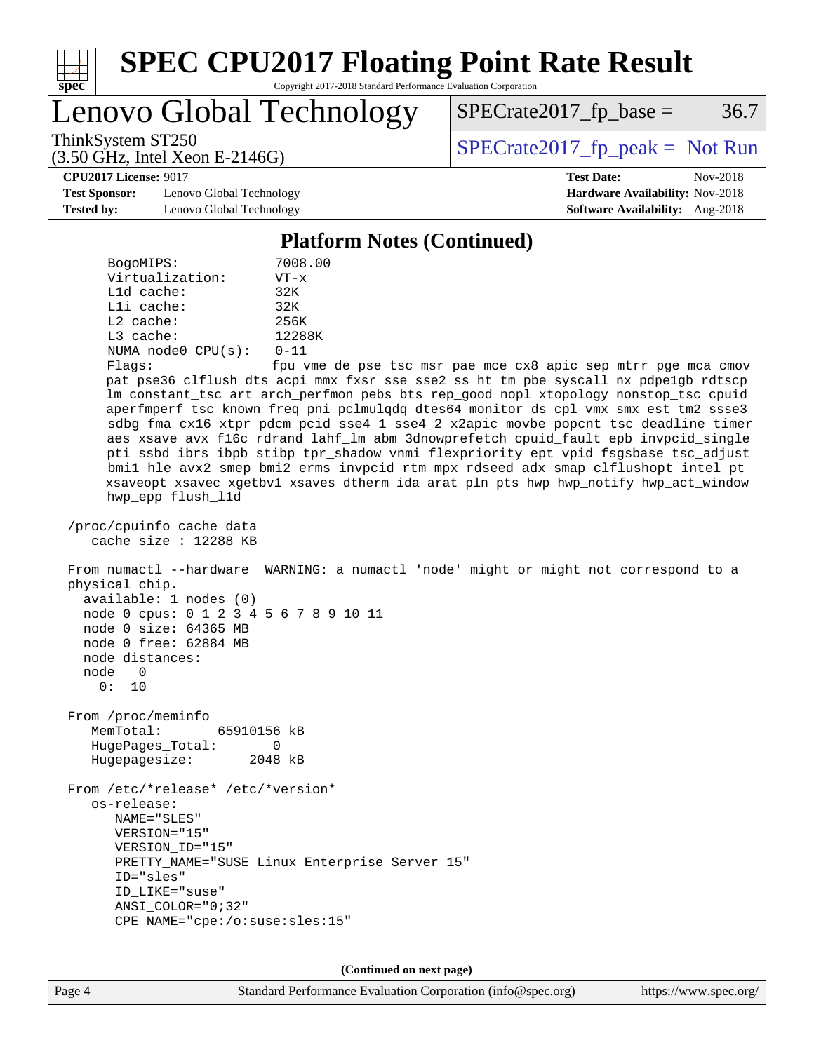## Platform Notes (Continued)

```
     BogoMIPS:            7008.00
     Virtualization:      VT-x
     L1d cache:           32K
     L1i cache:           32K
     L2 cache:            256K
     L3 cache:            12288K
     NUMA node0 CPU(s):   0-11
     Flags:               fpu vme de pse tsc msr pae mce cx8 apic sep mtrr pge mca cmov
     pat pse36 clflush dts acpi mmx fxsr sse sse2 ss ht tm pbe syscall nx pdpe1gb rdtscp
     lm constant_tsc art arch_perfmon pebs bts rep_good nopl xtopology nonstop_tsc cpuid
     aperfmperf tsc_known_freq pni pclmulqdq dtes64 monitor ds_cpl vmx smx est tm2 ssse3
     sdbg fma cx16 xtpr pdcm pcid sse4_1 sse4_2 x2apic movbe popcnt tsc_deadline_timer
     aes xsave avx f16c rdrand lahf_lm abm 3dnowprefetch cpuid_fault epb invpcid_single
     pti ssbd ibrs ibpb stibp tpr_shadow vnmi flexpriority ept vpid fsgsbase tsc_adjust
     bmi1 hle avx2 smep bmi2 erms invpcid rtm mpx rdseed adx smap clflushopt intel_pt
     xsaveopt xsavec xgetbv1 xsaves dtherm ida arat pln pts hwp hwp_notify hwp_act_window
     hwp_epp flush_l1d

 /proc/cpuinfo cache data
    cache size : 12288 KB

 From numactl --hardware  WARNING: a numactl 'node' might or might not correspond to a
 physical chip.
   available: 1 nodes (0)
   node 0 cpus: 0 1 2 3 4 5 6 7 8 9 10 11
   node 0 size: 64365 MB
   node 0 free: 62884 MB
   node distances:
   node   0
     0:  10

 From /proc/meminfo
    MemTotal:       65910156 kB
    HugePages_Total:       0
    Hugepagesize:       2048 kB

 From /etc/*release* /etc/*version*
    os-release:
       NAME="SLES"
       VERSION="15"
       VERSION_ID="15"
       PRETTY_NAME="SUSE Linux Enterprise Server 15"
       ID="sles"
       ID_LIKE="suse"
       ANSI_COLOR="0;32"
       CPE_NAME="cpe:/o:suse:sles:15"
```

**(Continued on next page)**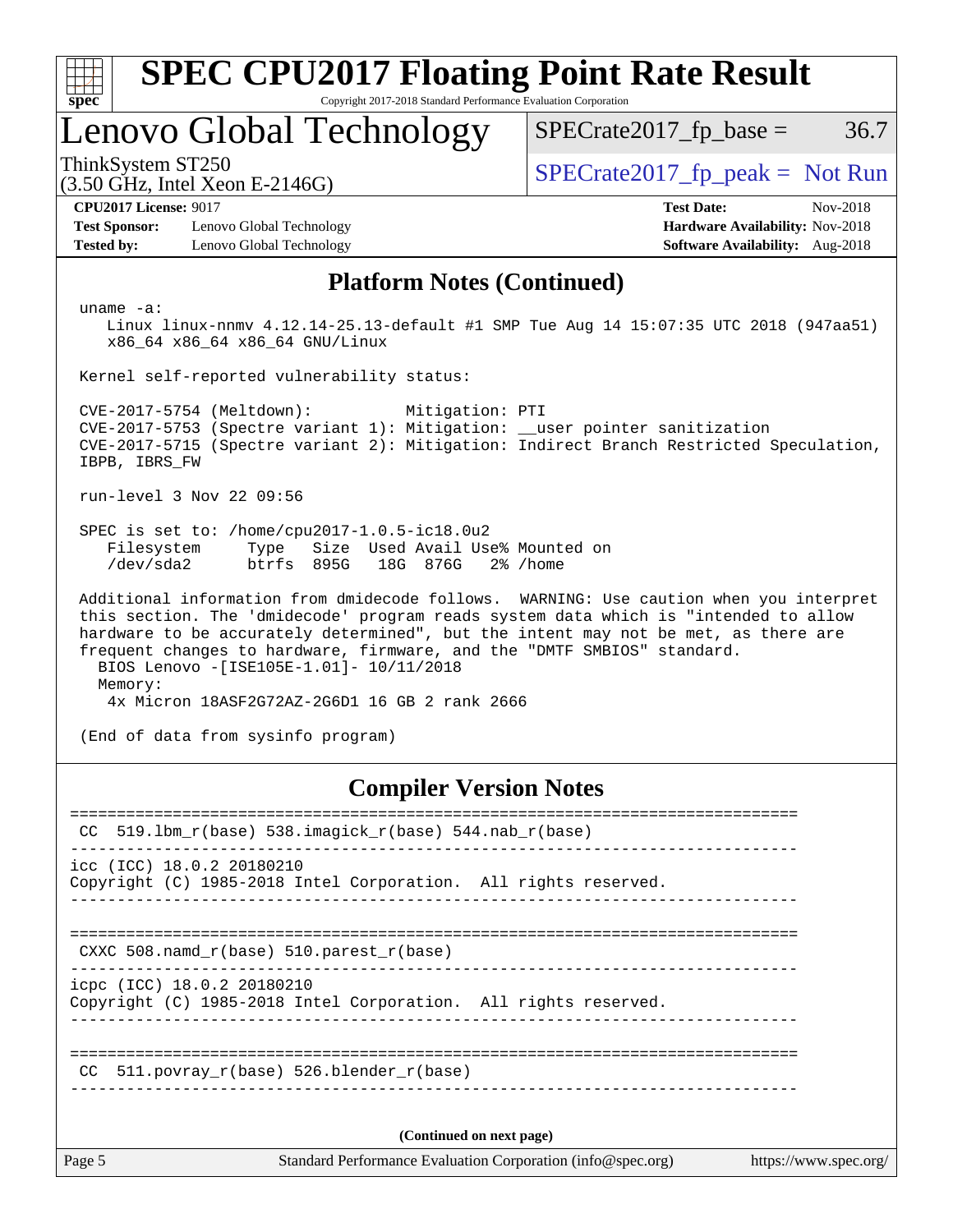## Platform Notes (Continued)

```
uname -a:
   Linux linux-nnmv 4.12.14-25.13-default #1 SMP Tue Aug 14 15:07:35 UTC 2018 (947aa51)
   x86_64 x86_64 x86_64 GNU/Linux

Kernel self-reported vulnerability status:

CVE-2017-5754 (Meltdown):          Mitigation: PTI
CVE-2017-5753 (Spectre variant 1): Mitigation: __user pointer sanitization
CVE-2017-5715 (Spectre variant 2): Mitigation: Indirect Branch Restricted Speculation,
IBPB, IBRS_FW

run-level 3 Nov 22 09:56

SPEC is set to: /home/cpu2017-1.0.5-ic18.0u2
   Filesystem     Type   Size  Used Avail Use% Mounted on
   /dev/sda2      btrfs  895G   18G  876G   2% /home

Additional information from dmidecode follows.  WARNING: Use caution when you interpret
this section. The 'dmidecode' program reads system data which is "intended to allow
hardware to be accurately determined", but the intent may not be met, as there are
frequent changes to hardware, firmware, and the "DMTF SMBIOS" standard.
  BIOS Lenovo -[ISE105E-1.01]- 10/11/2018
  Memory:
    4x Micron 18ASF2G72AZ-2G6D1 16 GB 2 rank 2666

(End of data from sysinfo program)
```

## Compiler Version Notes

```
==============================================================================
 CC  519.lbm_r(base) 538.imagick_r(base) 544.nab_r(base)
------------------------------------------------------------------------------
icc (ICC) 18.0.2 20180210
Copyright (C) 1985-2018 Intel Corporation.  All rights reserved.
------------------------------------------------------------------------------

==============================================================================
 CXXC 508.namd_r(base) 510.parest_r(base)
------------------------------------------------------------------------------
icpc (ICC) 18.0.2 20180210
Copyright (C) 1985-2018 Intel Corporation.  All rights reserved.
------------------------------------------------------------------------------

==============================================================================
 CC  511.povray_r(base) 526.blender_r(base)
------------------------------------------------------------------------------
```

(Continued on next page)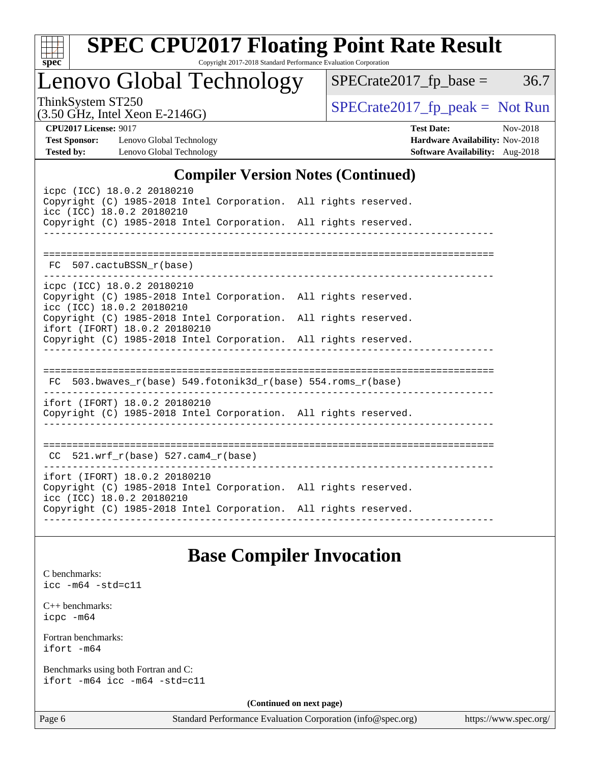# SPEC CPU2017 Floating Point Rate Result

Copyright 2017-2018 Standard Performance Evaluation Corporation

## Lenovo Global Technology

ThinkSystem ST250
(3.50 GHz, Intel Xeon E-2146G)

SPECrate2017_fp_base = 36.7

SPECrate2017_fp_peak = Not Run

**CPU2017 License:** 9017
**Test Sponsor:** Lenovo Global Technology
**Tested by:** Lenovo Global Technology

**Test Date:** Nov-2018
**Hardware Availability:** Nov-2018
**Software Availability:** Aug-2018

## Compiler Version Notes (Continued)

```
icpc (ICC) 18.0.2 20180210
Copyright (C) 1985-2018 Intel Corporation.  All rights reserved.
icc (ICC) 18.0.2 20180210
Copyright (C) 1985-2018 Intel Corporation.  All rights reserved.
------------------------------------------------------------------------------

==============================================================================
 FC  507.cactuBSSN_r(base)
------------------------------------------------------------------------------
icpc (ICC) 18.0.2 20180210
Copyright (C) 1985-2018 Intel Corporation.  All rights reserved.
icc (ICC) 18.0.2 20180210
Copyright (C) 1985-2018 Intel Corporation.  All rights reserved.
ifort (IFORT) 18.0.2 20180210
Copyright (C) 1985-2018 Intel Corporation.  All rights reserved.
------------------------------------------------------------------------------

==============================================================================
 FC  503.bwaves_r(base) 549.fotonik3d_r(base) 554.roms_r(base)
------------------------------------------------------------------------------
ifort (IFORT) 18.0.2 20180210
Copyright (C) 1985-2018 Intel Corporation.  All rights reserved.
------------------------------------------------------------------------------

==============================================================================
 CC  521.wrf_r(base) 527.cam4_r(base)
------------------------------------------------------------------------------
ifort (IFORT) 18.0.2 20180210
Copyright (C) 1985-2018 Intel Corporation.  All rights reserved.
icc (ICC) 18.0.2 20180210
Copyright (C) 1985-2018 Intel Corporation.  All rights reserved.
------------------------------------------------------------------------------
```

## Base Compiler Invocation

C benchmarks:
icc -m64 -std=c11

C++ benchmarks:
icpc -m64

Fortran benchmarks:
ifort -m64

Benchmarks using both Fortran and C:
ifort -m64 icc -m64 -std=c11

**(Continued on next page)**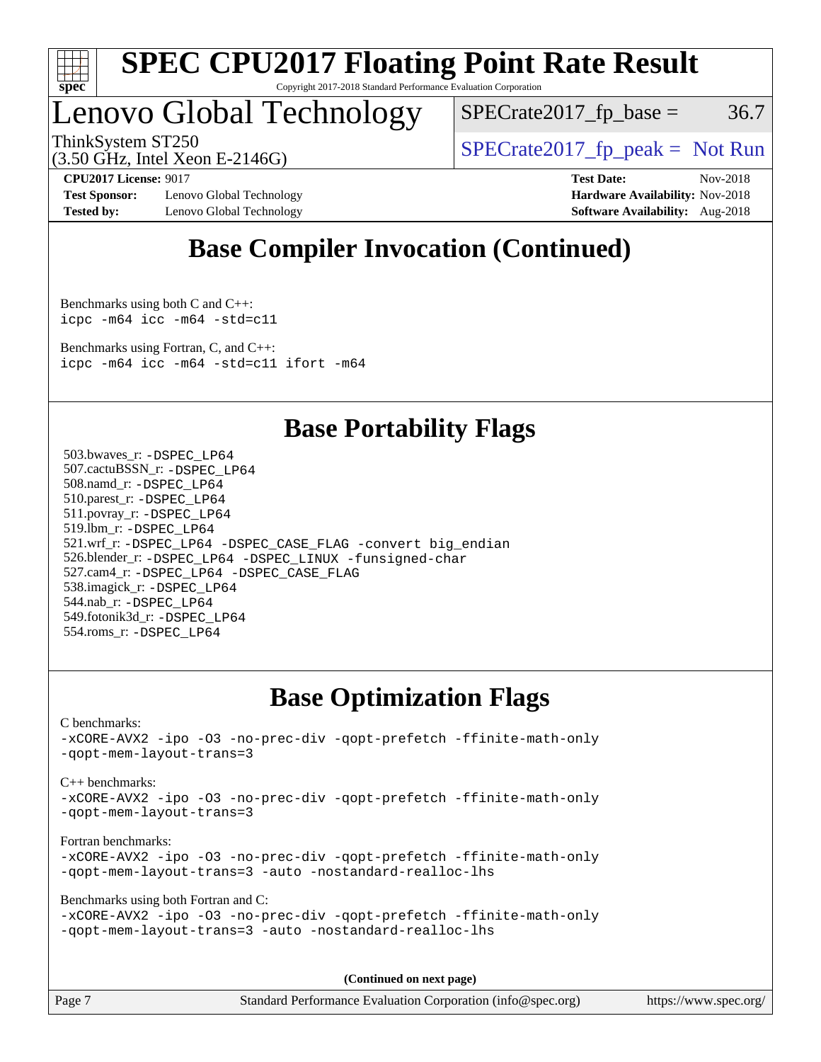# Base Compiler Invocation (Continued)

Benchmarks using both C and C++:
```
icpc -m64 icc -m64 -std=c11
```

Benchmarks using Fortran, C, and C++:
```
icpc -m64 icc -m64 -std=c11 ifort -m64
```

# Base Portability Flags

503.bwaves_r: `-DSPEC_LP64`
507.cactuBSSN_r: `-DSPEC_LP64`
508.namd_r: `-DSPEC_LP64`
510.parest_r: `-DSPEC_LP64`
511.povray_r: `-DSPEC_LP64`
519.lbm_r: `-DSPEC_LP64`
521.wrf_r: `-DSPEC_LP64 -DSPEC_CASE_FLAG -convert big_endian`
526.blender_r: `-DSPEC_LP64 -DSPEC_LINUX -funsigned-char`
527.cam4_r: `-DSPEC_LP64 -DSPEC_CASE_FLAG`
538.imagick_r: `-DSPEC_LP64`
544.nab_r: `-DSPEC_LP64`
549.fotonik3d_r: `-DSPEC_LP64`
554.roms_r: `-DSPEC_LP64`

# Base Optimization Flags

C benchmarks:
```
-xCORE-AVX2 -ipo -O3 -no-prec-div -qopt-prefetch -ffinite-math-only
-qopt-mem-layout-trans=3
```

C++ benchmarks:
```
-xCORE-AVX2 -ipo -O3 -no-prec-div -qopt-prefetch -ffinite-math-only
-qopt-mem-layout-trans=3
```

Fortran benchmarks:
```
-xCORE-AVX2 -ipo -O3 -no-prec-div -qopt-prefetch -ffinite-math-only
-qopt-mem-layout-trans=3 -auto -nostandard-realloc-lhs
```

Benchmarks using both Fortran and C:
```
-xCORE-AVX2 -ipo -O3 -no-prec-div -qopt-prefetch -ffinite-math-only
-qopt-mem-layout-trans=3 -auto -nostandard-realloc-lhs
```

**(Continued on next page)**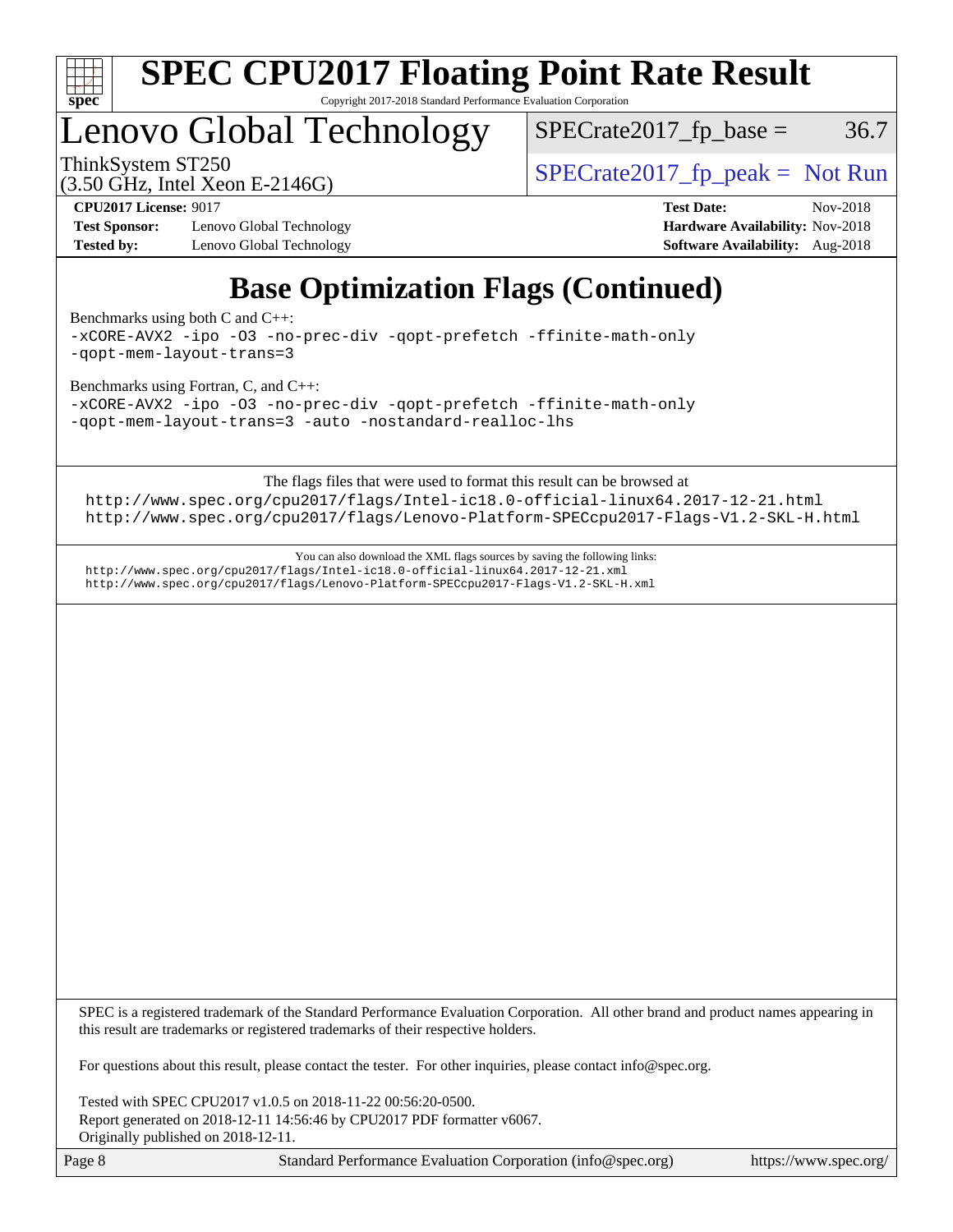# Base Optimization Flags (Continued)

Benchmarks using both C and C++:

```
-xCORE-AVX2 -ipo -O3 -no-prec-div -qopt-prefetch -ffinite-math-only
-qopt-mem-layout-trans=3
```

Benchmarks using Fortran, C, and C++:

```
-xCORE-AVX2 -ipo -O3 -no-prec-div -qopt-prefetch -ffinite-math-only
-qopt-mem-layout-trans=3 -auto -nostandard-realloc-lhs
```

The flags files that were used to format this result can be browsed at

http://www.spec.org/cpu2017/flags/Intel-ic18.0-official-linux64.2017-12-21.html
http://www.spec.org/cpu2017/flags/Lenovo-Platform-SPECcpu2017-Flags-V1.2-SKL-H.html

You can also download the XML flags sources by saving the following links:

http://www.spec.org/cpu2017/flags/Intel-ic18.0-official-linux64.2017-12-21.xml
http://www.spec.org/cpu2017/flags/Lenovo-Platform-SPECcpu2017-Flags-V1.2-SKL-H.xml

SPEC is a registered trademark of the Standard Performance Evaluation Corporation. All other brand and product names appearing in this result are trademarks or registered trademarks of their respective holders.

For questions about this result, please contact the tester. For other inquiries, please contact info@spec.org.

Tested with SPEC CPU2017 v1.0.5 on 2018-11-22 00:56:20-0500.
Report generated on 2018-12-11 14:56:46 by CPU2017 PDF formatter v6067.
Originally published on 2018-12-11.